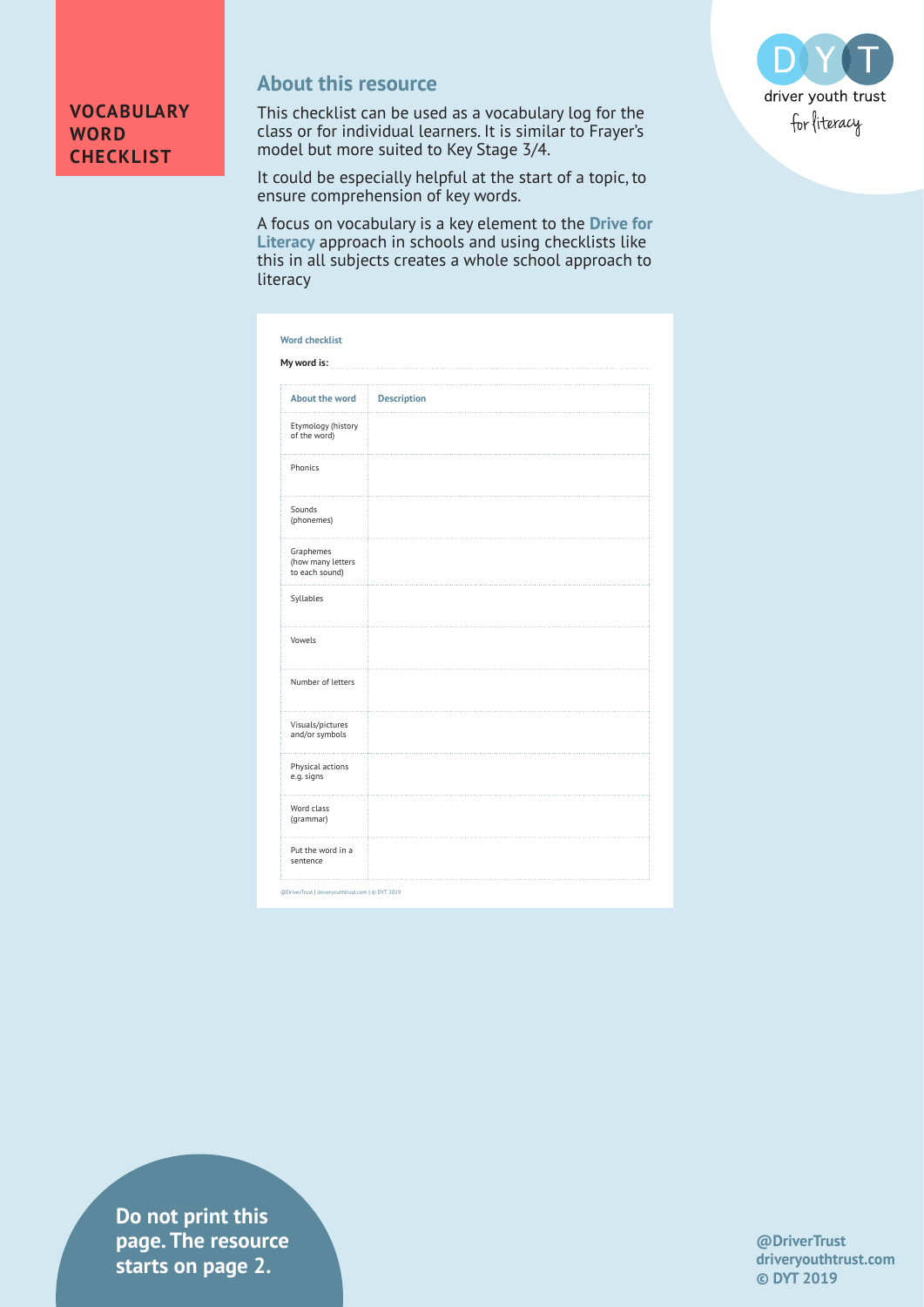# VOCABULARY WORD CHECKLIST

driver youth trust
for literacy

## About this resource

This checklist can be used as a vocabulary log for the class or for individual learners. It is similar to Frayer's model but more suited to Key Stage 3/4.

It could be especially helpful at the start of a topic, to ensure comprehension of key words.

A focus on vocabulary is a key element to the **Drive for Literacy** approach in schools and using checklists like this in all subjects creates a whole school approach to literacy

**Word checklist**

**My word is:**

| About the word | Description |
| --- | --- |
| Etymology (history of the word) | |
| Phonics | |
| Sounds (phonemes) | |
| Graphemes (how many letters to each sound) | |
| Syllables | |
| Vowels | |
| Number of letters | |
| Visuals/pictures and/or symbols | |
| Physical actions e.g. signs | |
| Word class (grammar) | |
| Put the word in a sentence | |

@DriverTrust | driveryouthtrust.com | © DYT 2019

**Do not print this page. The resource starts on page 2.**

**@DriverTrust**
**driveryouthtrust.com**
**© DYT 2019**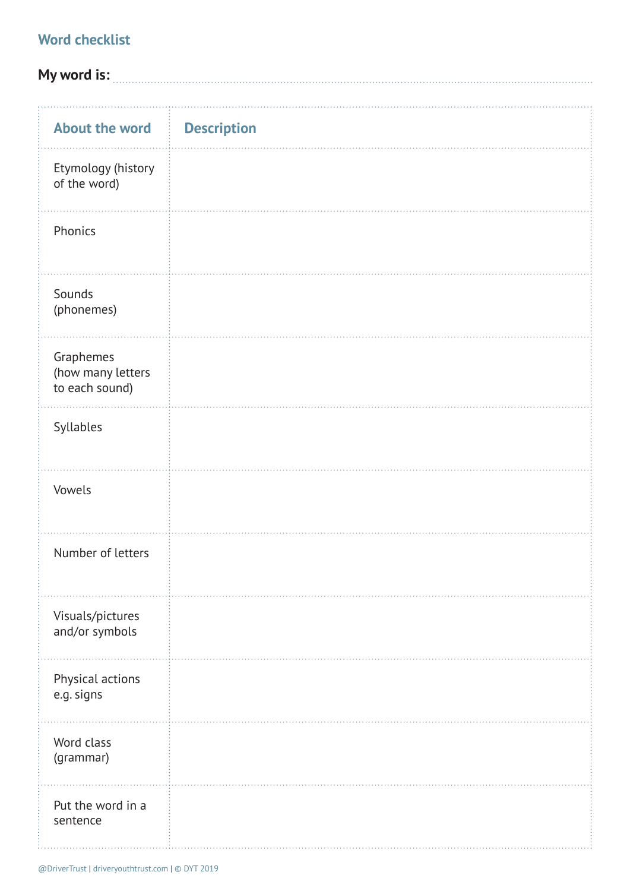## Word checklist

**My word is:** ..............................................................................................................................................................

| About the word | Description |
| --- | --- |
| Etymology (history of the word) | |
| Phonics | |
| Sounds (phonemes) | |
| Graphemes (how many letters to each sound) | |
| Syllables | |
| Vowels | |
| Number of letters | |
| Visuals/pictures and/or symbols | |
| Physical actions e.g. signs | |
| Word class (grammar) | |
| Put the word in a sentence | |

@DriverTrust | driveryouthtrust.com | © DYT 2019